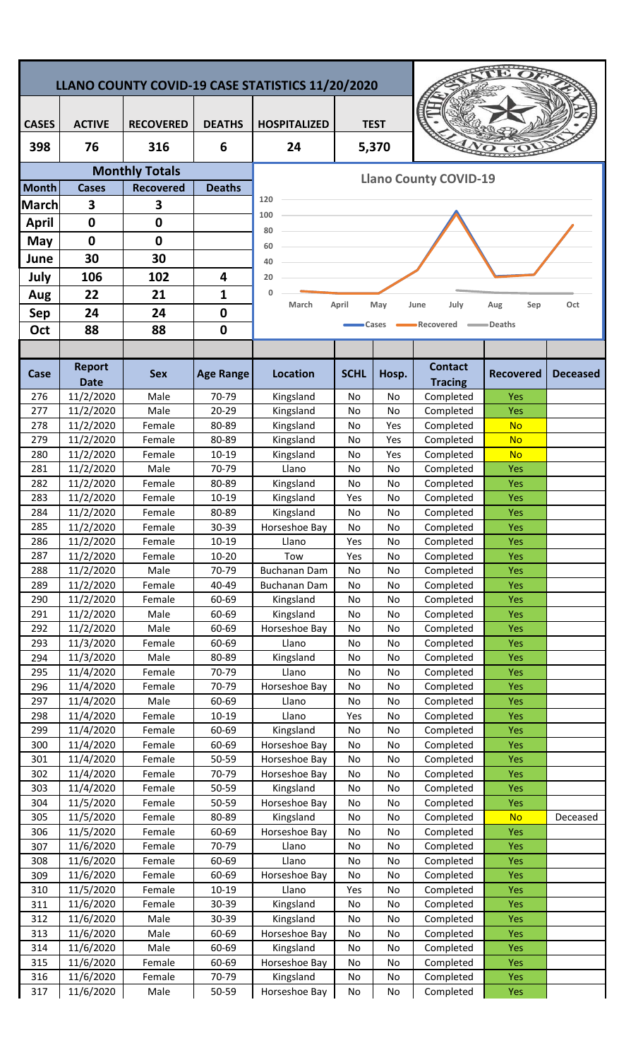# LLANO COUNTY COVID-19 CASE STATISTICS 11/20/2020

| CASES | ACTIVE | RECOVERED | DEATHS | HOSPITALIZED | TEST |
|---|---|---|---|---|---|
| 398 | 76 | 316 | 6 | 24 | 5,370 |

## Monthly Totals

| Month | Cases | Recovered | Deaths |
|---|---|---|---|
| March | 3 | 3 | |
| April | 0 | 0 | |
| May | 0 | 0 | |
| June | 30 | 30 | |
| July | 106 | 102 | 4 |
| Aug | 22 | 21 | 1 |
| Sep | 24 | 24 | 0 |
| Oct | 88 | 88 | 0 |

**Llano County COVID-19**

| Case | Report Date | Sex | Age Range | Location | SCHL | Hosp. | Contact Tracing | Recovered | Deceased |
|---|---|---|---|---|---|---|---|---|---|
| 276 | 11/2/2020 | Male | 70-79 | Kingsland | No | No | Completed | Yes | |
| 277 | 11/2/2020 | Male | 20-29 | Kingsland | No | No | Completed | Yes | |
| 278 | 11/2/2020 | Female | 80-89 | Kingsland | No | Yes | Completed | No | |
| 279 | 11/2/2020 | Female | 80-89 | Kingsland | No | Yes | Completed | No | |
| 280 | 11/2/2020 | Female | 10-19 | Kingsland | No | Yes | Completed | No | |
| 281 | 11/2/2020 | Male | 70-79 | Llano | No | No | Completed | Yes | |
| 282 | 11/2/2020 | Female | 80-89 | Kingsland | No | No | Completed | Yes | |
| 283 | 11/2/2020 | Female | 10-19 | Kingsland | Yes | No | Completed | Yes | |
| 284 | 11/2/2020 | Female | 80-89 | Kingsland | No | No | Completed | Yes | |
| 285 | 11/2/2020 | Female | 30-39 | Horseshoe Bay | No | No | Completed | Yes | |
| 286 | 11/2/2020 | Female | 10-19 | Llano | Yes | No | Completed | Yes | |
| 287 | 11/2/2020 | Female | 10-20 | Tow | Yes | No | Completed | Yes | |
| 288 | 11/2/2020 | Male | 70-79 | Buchanan Dam | No | No | Completed | Yes | |
| 289 | 11/2/2020 | Female | 40-49 | Buchanan Dam | No | No | Completed | Yes | |
| 290 | 11/2/2020 | Female | 60-69 | Kingsland | No | No | Completed | Yes | |
| 291 | 11/2/2020 | Male | 60-69 | Kingsland | No | No | Completed | Yes | |
| 292 | 11/2/2020 | Male | 60-69 | Horseshoe Bay | No | No | Completed | Yes | |
| 293 | 11/3/2020 | Female | 60-69 | Llano | No | No | Completed | Yes | |
| 294 | 11/3/2020 | Male | 80-89 | Kingsland | No | No | Completed | Yes | |
| 295 | 11/4/2020 | Female | 70-79 | Llano | No | No | Completed | Yes | |
| 296 | 11/4/2020 | Female | 70-79 | Horseshoe Bay | No | No | Completed | Yes | |
| 297 | 11/4/2020 | Male | 60-69 | Llano | No | No | Completed | Yes | |
| 298 | 11/4/2020 | Female | 10-19 | Llano | Yes | No | Completed | Yes | |
| 299 | 11/4/2020 | Female | 60-69 | Kingsland | No | No | Completed | Yes | |
| 300 | 11/4/2020 | Female | 60-69 | Horseshoe Bay | No | No | Completed | Yes | |
| 301 | 11/4/2020 | Female | 50-59 | Horseshoe Bay | No | No | Completed | Yes | |
| 302 | 11/4/2020 | Female | 70-79 | Horseshoe Bay | No | No | Completed | Yes | |
| 303 | 11/4/2020 | Female | 50-59 | Kingsland | No | No | Completed | Yes | |
| 304 | 11/5/2020 | Female | 50-59 | Horseshoe Bay | No | No | Completed | Yes | |
| 305 | 11/5/2020 | Female | 80-89 | Kingsland | No | No | Completed | No | Deceased |
| 306 | 11/5/2020 | Female | 60-69 | Horseshoe Bay | No | No | Completed | Yes | |
| 307 | 11/6/2020 | Female | 70-79 | Llano | No | No | Completed | Yes | |
| 308 | 11/6/2020 | Female | 60-69 | Llano | No | No | Completed | Yes | |
| 309 | 11/6/2020 | Female | 60-69 | Horseshoe Bay | No | No | Completed | Yes | |
| 310 | 11/5/2020 | Female | 10-19 | Llano | Yes | No | Completed | Yes | |
| 311 | 11/6/2020 | Female | 30-39 | Kingsland | No | No | Completed | Yes | |
| 312 | 11/6/2020 | Male | 30-39 | Kingsland | No | No | Completed | Yes | |
| 313 | 11/6/2020 | Male | 60-69 | Horseshoe Bay | No | No | Completed | Yes | |
| 314 | 11/6/2020 | Male | 60-69 | Kingsland | No | No | Completed | Yes | |
| 315 | 11/6/2020 | Female | 60-69 | Horseshoe Bay | No | No | Completed | Yes | |
| 316 | 11/6/2020 | Female | 70-79 | Kingsland | No | No | Completed | Yes | |
| 317 | 11/6/2020 | Male | 50-59 | Horseshoe Bay | No | No | Completed | Yes | |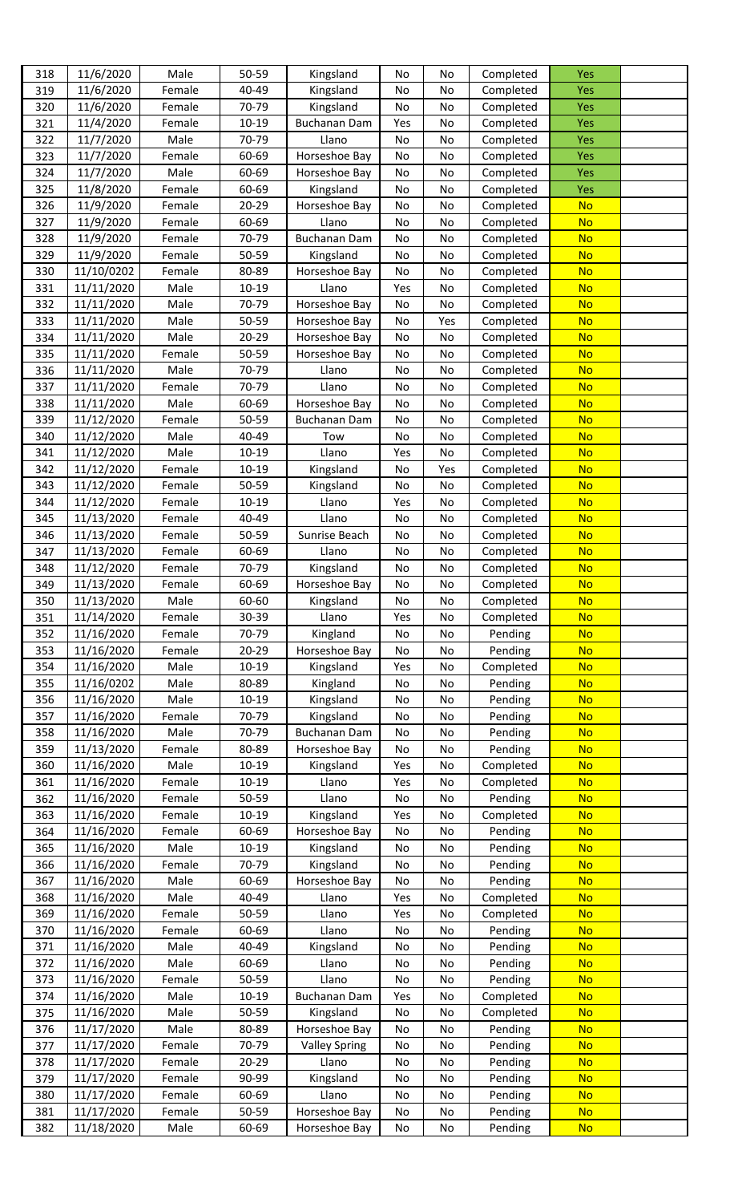| | | | | | | | | | |
|---|---|---|---|---|---|---|---|---|---|
| 318 | 11/6/2020 | Male | 50-59 | Kingsland | No | No | Completed | Yes | |
| 319 | 11/6/2020 | Female | 40-49 | Kingsland | No | No | Completed | Yes | |
| 320 | 11/6/2020 | Female | 70-79 | Kingsland | No | No | Completed | Yes | |
| 321 | 11/4/2020 | Female | 10-19 | Buchanan Dam | Yes | No | Completed | Yes | |
| 322 | 11/7/2020 | Male | 70-79 | Llano | No | No | Completed | Yes | |
| 323 | 11/7/2020 | Female | 60-69 | Horseshoe Bay | No | No | Completed | Yes | |
| 324 | 11/7/2020 | Male | 60-69 | Horseshoe Bay | No | No | Completed | Yes | |
| 325 | 11/8/2020 | Female | 60-69 | Kingsland | No | No | Completed | Yes | |
| 326 | 11/9/2020 | Female | 20-29 | Horseshoe Bay | No | No | Completed | No | |
| 327 | 11/9/2020 | Female | 60-69 | Llano | No | No | Completed | No | |
| 328 | 11/9/2020 | Female | 70-79 | Buchanan Dam | No | No | Completed | No | |
| 329 | 11/9/2020 | Female | 50-59 | Kingsland | No | No | Completed | No | |
| 330 | 11/10/0202 | Female | 80-89 | Horseshoe Bay | No | No | Completed | No | |
| 331 | 11/11/2020 | Male | 10-19 | Llano | Yes | No | Completed | No | |
| 332 | 11/11/2020 | Male | 70-79 | Horseshoe Bay | No | No | Completed | No | |
| 333 | 11/11/2020 | Male | 50-59 | Horseshoe Bay | No | Yes | Completed | No | |
| 334 | 11/11/2020 | Male | 20-29 | Horseshoe Bay | No | No | Completed | No | |
| 335 | 11/11/2020 | Female | 50-59 | Horseshoe Bay | No | No | Completed | No | |
| 336 | 11/11/2020 | Male | 70-79 | Llano | No | No | Completed | No | |
| 337 | 11/11/2020 | Female | 70-79 | Llano | No | No | Completed | No | |
| 338 | 11/11/2020 | Male | 60-69 | Horseshoe Bay | No | No | Completed | No | |
| 339 | 11/12/2020 | Female | 50-59 | Buchanan Dam | No | No | Completed | No | |
| 340 | 11/12/2020 | Male | 40-49 | Tow | No | No | Completed | No | |
| 341 | 11/12/2020 | Male | 10-19 | Llano | Yes | No | Completed | No | |
| 342 | 11/12/2020 | Female | 10-19 | Kingsland | No | Yes | Completed | No | |
| 343 | 11/12/2020 | Female | 50-59 | Kingsland | No | No | Completed | No | |
| 344 | 11/12/2020 | Female | 10-19 | Llano | Yes | No | Completed | No | |
| 345 | 11/13/2020 | Female | 40-49 | Llano | No | No | Completed | No | |
| 346 | 11/13/2020 | Female | 50-59 | Sunrise Beach | No | No | Completed | No | |
| 347 | 11/13/2020 | Female | 60-69 | Llano | No | No | Completed | No | |
| 348 | 11/12/2020 | Female | 70-79 | Kingsland | No | No | Completed | No | |
| 349 | 11/13/2020 | Female | 60-69 | Horseshoe Bay | No | No | Completed | No | |
| 350 | 11/13/2020 | Male | 60-60 | Kingsland | No | No | Completed | No | |
| 351 | 11/14/2020 | Female | 30-39 | Llano | Yes | No | Completed | No | |
| 352 | 11/16/2020 | Female | 70-79 | Kingsland | No | No | Pending | No | |
| 353 | 11/16/2020 | Female | 20-29 | Horseshoe Bay | No | No | Pending | No | |
| 354 | 11/16/2020 | Male | 10-19 | Kingsland | Yes | No | Completed | No | |
| 355 | 11/16/0202 | Male | 80-89 | Kingland | No | No | Pending | No | |
| 356 | 11/16/2020 | Male | 10-19 | Kingsland | No | No | Pending | No | |
| 357 | 11/16/2020 | Female | 70-79 | Kingsland | No | No | Pending | No | |
| 358 | 11/16/2020 | Male | 70-79 | Buchanan Dam | No | No | Pending | No | |
| 359 | 11/13/2020 | Female | 80-89 | Horseshoe Bay | No | No | Pending | No | |
| 360 | 11/16/2020 | Male | 10-19 | Kingsland | Yes | No | Completed | No | |
| 361 | 11/16/2020 | Female | 10-19 | Llano | Yes | No | Completed | No | |
| 362 | 11/16/2020 | Female | 50-59 | Llano | No | No | Pending | No | |
| 363 | 11/16/2020 | Female | 10-19 | Kingsland | Yes | No | Completed | No | |
| 364 | 11/16/2020 | Female | 60-69 | Horseshoe Bay | No | No | Pending | No | |
| 365 | 11/16/2020 | Male | 10-19 | Kingsland | No | No | Pending | No | |
| 366 | 11/16/2020 | Female | 70-79 | Kingsland | No | No | Pending | No | |
| 367 | 11/16/2020 | Male | 60-69 | Horseshoe Bay | No | No | Pending | No | |
| 368 | 11/16/2020 | Male | 40-49 | Llano | Yes | No | Completed | No | |
| 369 | 11/16/2020 | Female | 50-59 | Llano | Yes | No | Completed | No | |
| 370 | 11/16/2020 | Female | 60-69 | Llano | No | No | Pending | No | |
| 371 | 11/16/2020 | Male | 40-49 | Kingsland | No | No | Pending | No | |
| 372 | 11/16/2020 | Male | 60-69 | Llano | No | No | Pending | No | |
| 373 | 11/16/2020 | Female | 50-59 | Llano | No | No | Pending | No | |
| 374 | 11/16/2020 | Male | 10-19 | Buchanan Dam | Yes | No | Completed | No | |
| 375 | 11/16/2020 | Male | 50-59 | Kingsland | No | No | Completed | No | |
| 376 | 11/17/2020 | Male | 80-89 | Horseshoe Bay | No | No | Pending | No | |
| 377 | 11/17/2020 | Female | 70-79 | Valley Spring | No | No | Pending | No | |
| 378 | 11/17/2020 | Female | 20-29 | Llano | No | No | Pending | No | |
| 379 | 11/17/2020 | Female | 90-99 | Kingsland | No | No | Pending | No | |
| 380 | 11/17/2020 | Female | 60-69 | Llano | No | No | Pending | No | |
| 381 | 11/17/2020 | Female | 50-59 | Horseshoe Bay | No | No | Pending | No | |
| 382 | 11/18/2020 | Male | 60-69 | Horseshoe Bay | No | No | Pending | No | |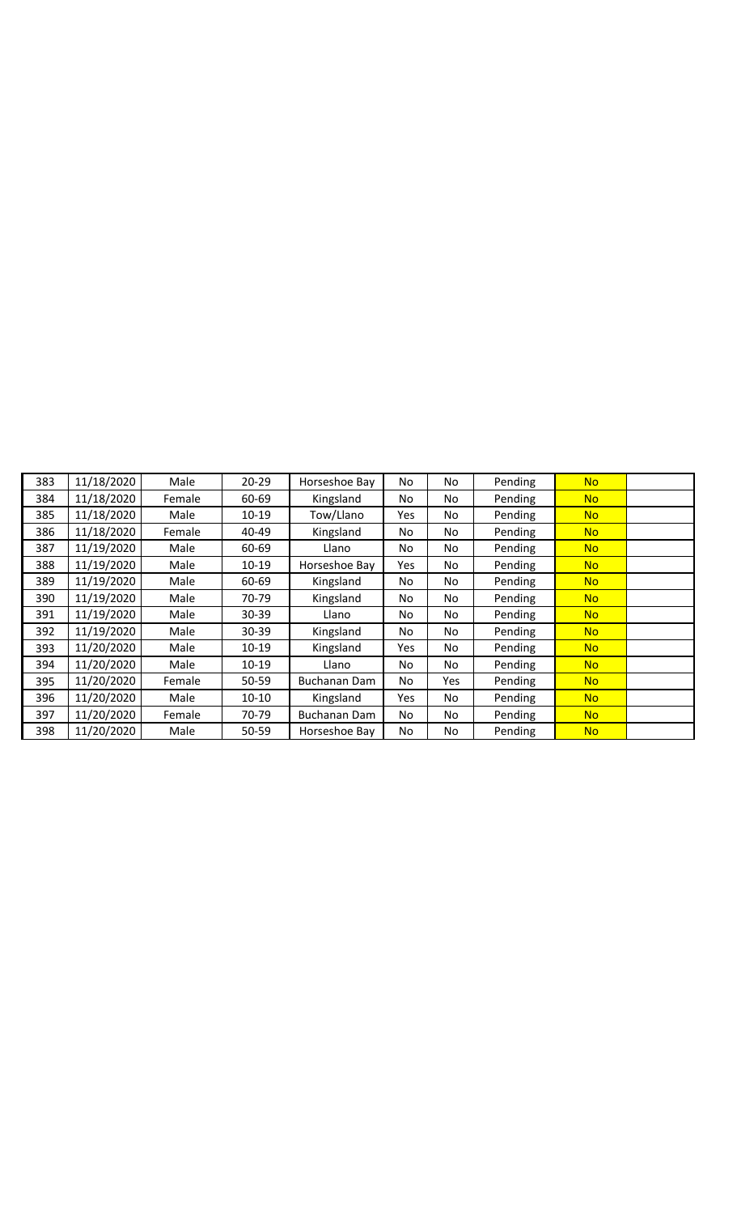| | | | | | | | | | |
|---|---|---|---|---|---|---|---|---|---|
| 383 | 11/18/2020 | Male | 20-29 | Horseshoe Bay | No | No | Pending | No | |
| 384 | 11/18/2020 | Female | 60-69 | Kingsland | No | No | Pending | No | |
| 385 | 11/18/2020 | Male | 10-19 | Tow/Llano | Yes | No | Pending | No | |
| 386 | 11/18/2020 | Female | 40-49 | Kingsland | No | No | Pending | No | |
| 387 | 11/19/2020 | Male | 60-69 | Llano | No | No | Pending | No | |
| 388 | 11/19/2020 | Male | 10-19 | Horseshoe Bay | Yes | No | Pending | No | |
| 389 | 11/19/2020 | Male | 60-69 | Kingsland | No | No | Pending | No | |
| 390 | 11/19/2020 | Male | 70-79 | Kingsland | No | No | Pending | No | |
| 391 | 11/19/2020 | Male | 30-39 | Llano | No | No | Pending | No | |
| 392 | 11/19/2020 | Male | 30-39 | Kingsland | No | No | Pending | No | |
| 393 | 11/20/2020 | Male | 10-19 | Kingsland | Yes | No | Pending | No | |
| 394 | 11/20/2020 | Male | 10-19 | Llano | No | No | Pending | No | |
| 395 | 11/20/2020 | Female | 50-59 | Buchanan Dam | No | Yes | Pending | No | |
| 396 | 11/20/2020 | Male | 10-10 | Kingsland | Yes | No | Pending | No | |
| 397 | 11/20/2020 | Female | 70-79 | Buchanan Dam | No | No | Pending | No | |
| 398 | 11/20/2020 | Male | 50-59 | Horseshoe Bay | No | No | Pending | No | |